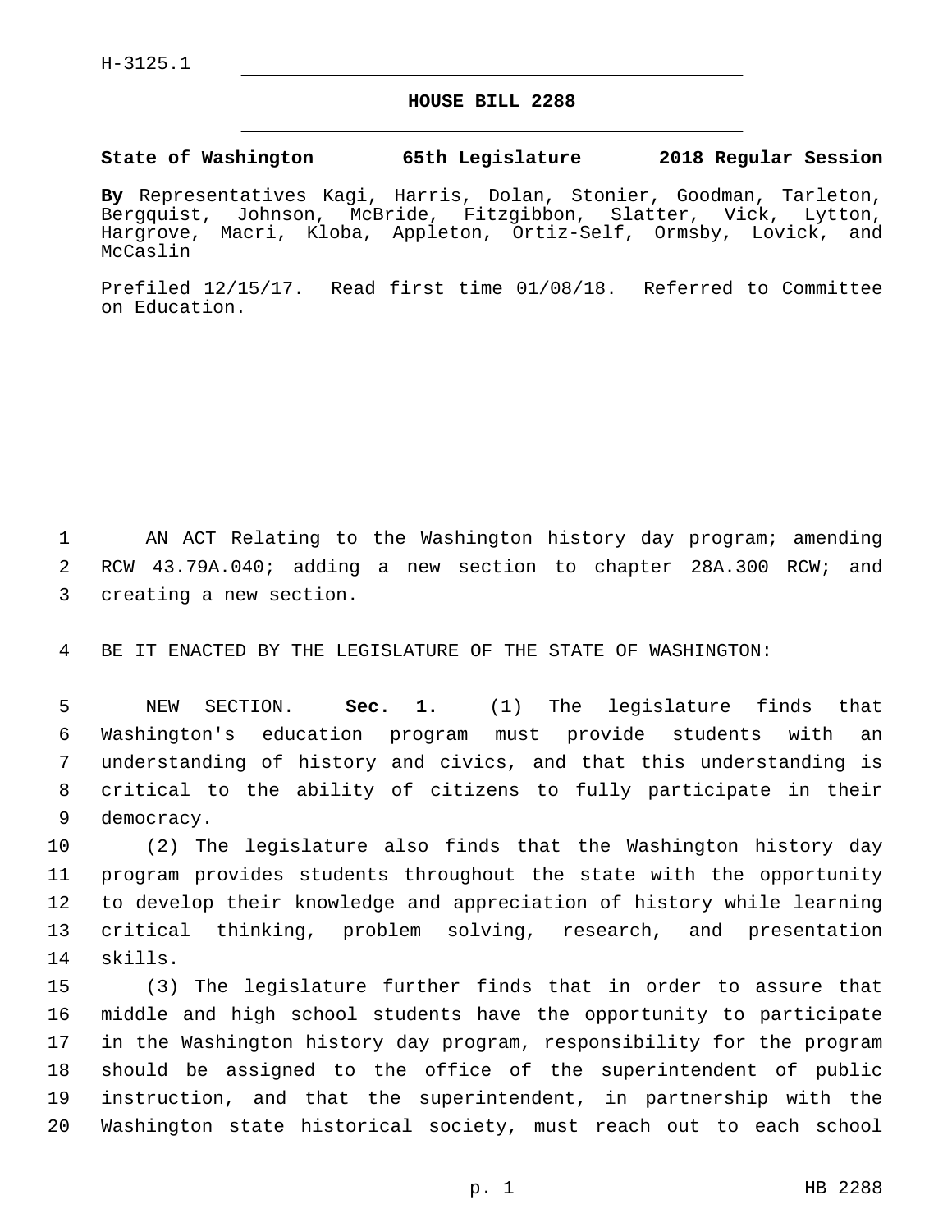H-3125.1

# HOUSE BILL 2288

**State of Washington 65th Legislature 2018 Regular Session**

**By** Representatives Kagi, Harris, Dolan, Stonier, Goodman, Tarleton, Bergquist, Johnson, McBride, Fitzgibbon, Slatter, Vick, Lytton, Hargrove, Macri, Kloba, Appleton, Ortiz-Self, Ormsby, Lovick, and McCaslin

Prefiled 12/15/17. Read first time 01/08/18. Referred to Committee on Education.

AN ACT Relating to the Washington history day program; amending RCW 43.79A.040; adding a new section to chapter 28A.300 RCW; and creating a new section.

BE IT ENACTED BY THE LEGISLATURE OF THE STATE OF WASHINGTON:

NEW SECTION. **Sec. 1.** (1) The legislature finds that Washington's education program must provide students with an understanding of history and civics, and that this understanding is critical to the ability of citizens to fully participate in their democracy.

(2) The legislature also finds that the Washington history day program provides students throughout the state with the opportunity to develop their knowledge and appreciation of history while learning critical thinking, problem solving, research, and presentation skills.

(3) The legislature further finds that in order to assure that middle and high school students have the opportunity to participate in the Washington history day program, responsibility for the program should be assigned to the office of the superintendent of public instruction, and that the superintendent, in partnership with the Washington state historical society, must reach out to each school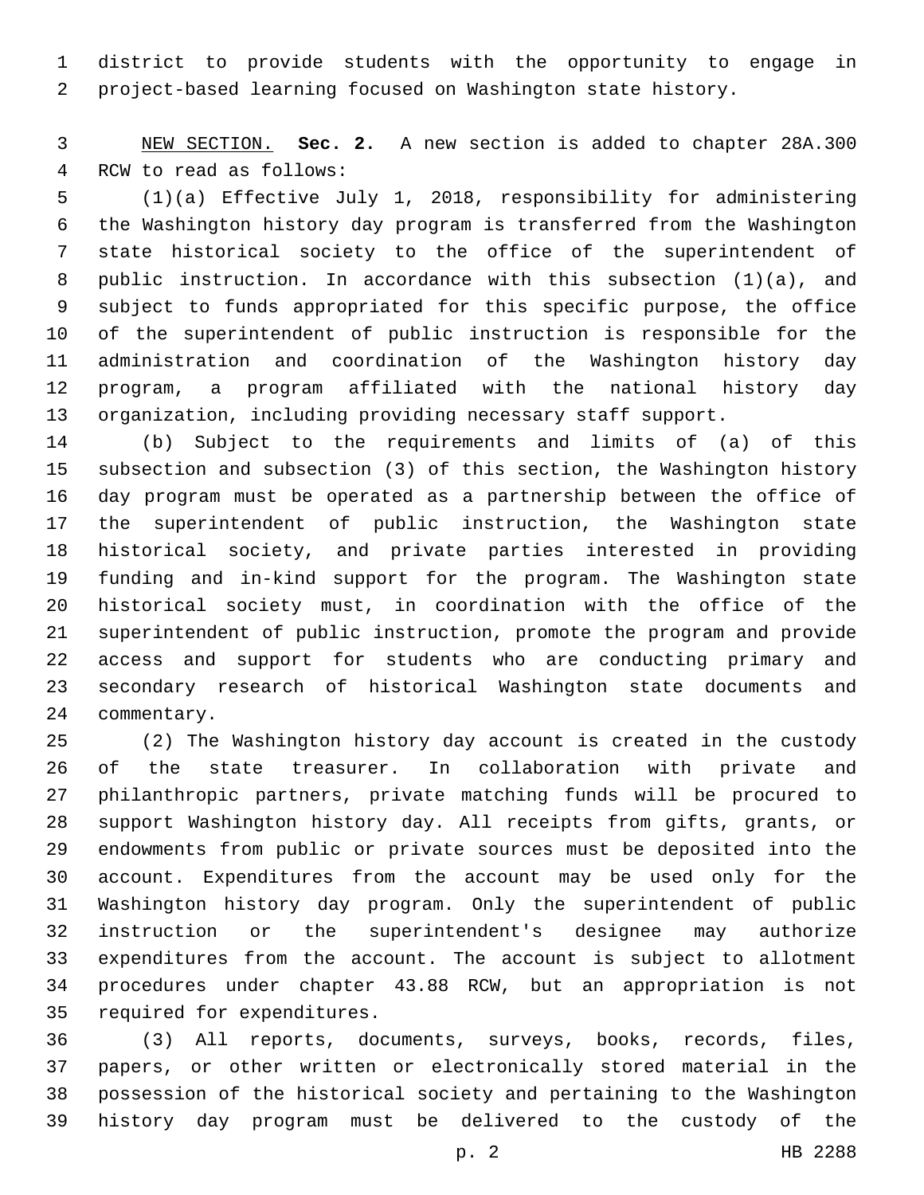district to provide students with the opportunity to engage in project-based learning focused on Washington state history.

NEW SECTION. **Sec. 2.** A new section is added to chapter 28A.300 RCW to read as follows:

(1)(a) Effective July 1, 2018, responsibility for administering the Washington history day program is transferred from the Washington state historical society to the office of the superintendent of public instruction. In accordance with this subsection (1)(a), and subject to funds appropriated for this specific purpose, the office of the superintendent of public instruction is responsible for the administration and coordination of the Washington history day program, a program affiliated with the national history day organization, including providing necessary staff support.

(b) Subject to the requirements and limits of (a) of this subsection and subsection (3) of this section, the Washington history day program must be operated as a partnership between the office of the superintendent of public instruction, the Washington state historical society, and private parties interested in providing funding and in-kind support for the program. The Washington state historical society must, in coordination with the office of the superintendent of public instruction, promote the program and provide access and support for students who are conducting primary and secondary research of historical Washington state documents and commentary.

(2) The Washington history day account is created in the custody of the state treasurer. In collaboration with private and philanthropic partners, private matching funds will be procured to support Washington history day. All receipts from gifts, grants, or endowments from public or private sources must be deposited into the account. Expenditures from the account may be used only for the Washington history day program. Only the superintendent of public instruction or the superintendent's designee may authorize expenditures from the account. The account is subject to allotment procedures under chapter 43.88 RCW, but an appropriation is not required for expenditures.

(3) All reports, documents, surveys, books, records, files, papers, or other written or electronically stored material in the possession of the historical society and pertaining to the Washington history day program must be delivered to the custody of the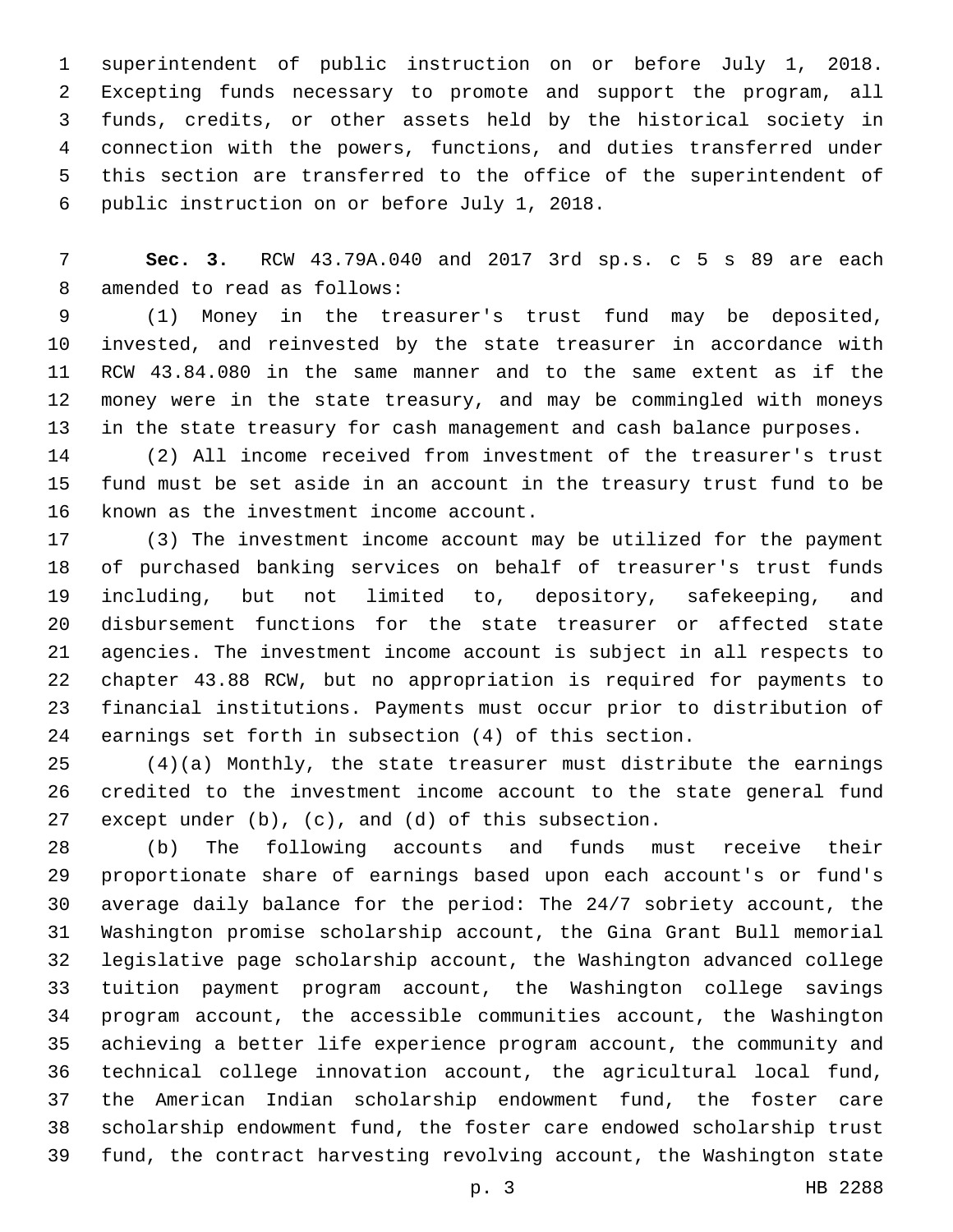superintendent of public instruction on or before July 1, 2018. Excepting funds necessary to promote and support the program, all funds, credits, or other assets held by the historical society in connection with the powers, functions, and duties transferred under this section are transferred to the office of the superintendent of public instruction on or before July 1, 2018.

**Sec. 3.** RCW 43.79A.040 and 2017 3rd sp.s. c 5 s 89 are each amended to read as follows:

(1) Money in the treasurer's trust fund may be deposited, invested, and reinvested by the state treasurer in accordance with RCW 43.84.080 in the same manner and to the same extent as if the money were in the state treasury, and may be commingled with moneys in the state treasury for cash management and cash balance purposes.

(2) All income received from investment of the treasurer's trust fund must be set aside in an account in the treasury trust fund to be known as the investment income account.

(3) The investment income account may be utilized for the payment of purchased banking services on behalf of treasurer's trust funds including, but not limited to, depository, safekeeping, and disbursement functions for the state treasurer or affected state agencies. The investment income account is subject in all respects to chapter 43.88 RCW, but no appropriation is required for payments to financial institutions. Payments must occur prior to distribution of earnings set forth in subsection (4) of this section.

(4)(a) Monthly, the state treasurer must distribute the earnings credited to the investment income account to the state general fund except under (b), (c), and (d) of this subsection.

(b) The following accounts and funds must receive their proportionate share of earnings based upon each account's or fund's average daily balance for the period: The 24/7 sobriety account, the Washington promise scholarship account, the Gina Grant Bull memorial legislative page scholarship account, the Washington advanced college tuition payment program account, the Washington college savings program account, the accessible communities account, the Washington achieving a better life experience program account, the community and technical college innovation account, the agricultural local fund, the American Indian scholarship endowment fund, the foster care scholarship endowment fund, the foster care endowed scholarship trust fund, the contract harvesting revolving account, the Washington state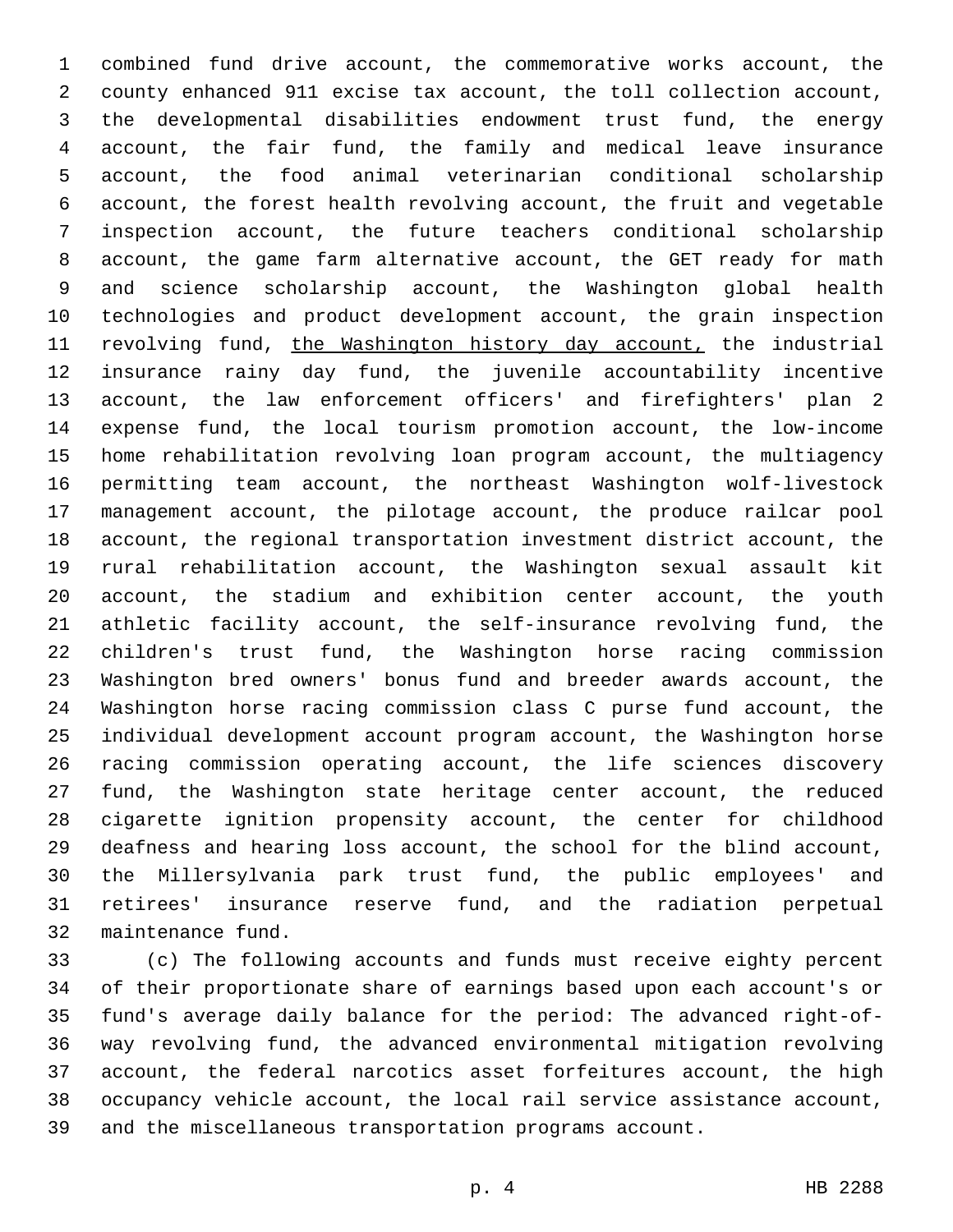combined fund drive account, the commemorative works account, the county enhanced 911 excise tax account, the toll collection account, the developmental disabilities endowment trust fund, the energy account, the fair fund, the family and medical leave insurance account, the food animal veterinarian conditional scholarship account, the forest health revolving account, the fruit and vegetable inspection account, the future teachers conditional scholarship account, the game farm alternative account, the GET ready for math and science scholarship account, the Washington global health technologies and product development account, the grain inspection revolving fund, <u>the Washington history day account,</u> the industrial insurance rainy day fund, the juvenile accountability incentive account, the law enforcement officers' and firefighters' plan 2 expense fund, the local tourism promotion account, the low-income home rehabilitation revolving loan program account, the multiagency permitting team account, the northeast Washington wolf-livestock management account, the pilotage account, the produce railcar pool account, the regional transportation investment district account, the rural rehabilitation account, the Washington sexual assault kit account, the stadium and exhibition center account, the youth athletic facility account, the self-insurance revolving fund, the children's trust fund, the Washington horse racing commission Washington bred owners' bonus fund and breeder awards account, the Washington horse racing commission class C purse fund account, the individual development account program account, the Washington horse racing commission operating account, the life sciences discovery fund, the Washington state heritage center account, the reduced cigarette ignition propensity account, the center for childhood deafness and hearing loss account, the school for the blind account, the Millersylvania park trust fund, the public employees' and retirees' insurance reserve fund, and the radiation perpetual maintenance fund.

(c) The following accounts and funds must receive eighty percent of their proportionate share of earnings based upon each account's or fund's average daily balance for the period: The advanced right-of-way revolving fund, the advanced environmental mitigation revolving account, the federal narcotics asset forfeitures account, the high occupancy vehicle account, the local rail service assistance account, and the miscellaneous transportation programs account.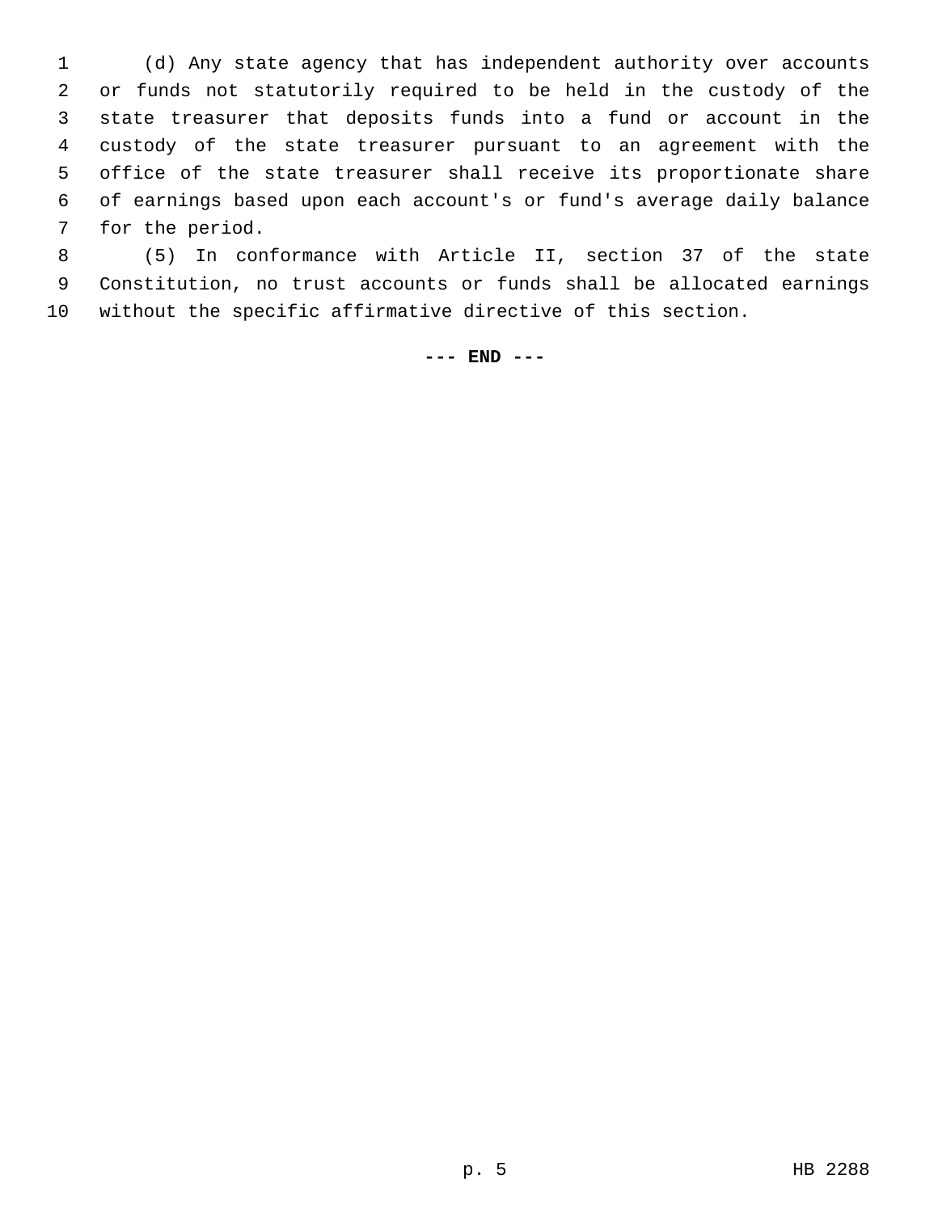(d) Any state agency that has independent authority over accounts or funds not statutorily required to be held in the custody of the state treasurer that deposits funds into a fund or account in the custody of the state treasurer pursuant to an agreement with the office of the state treasurer shall receive its proportionate share of earnings based upon each account's or fund's average daily balance for the period.

(5) In conformance with Article II, section 37 of the state Constitution, no trust accounts or funds shall be allocated earnings without the specific affirmative directive of this section.

**--- END ---**